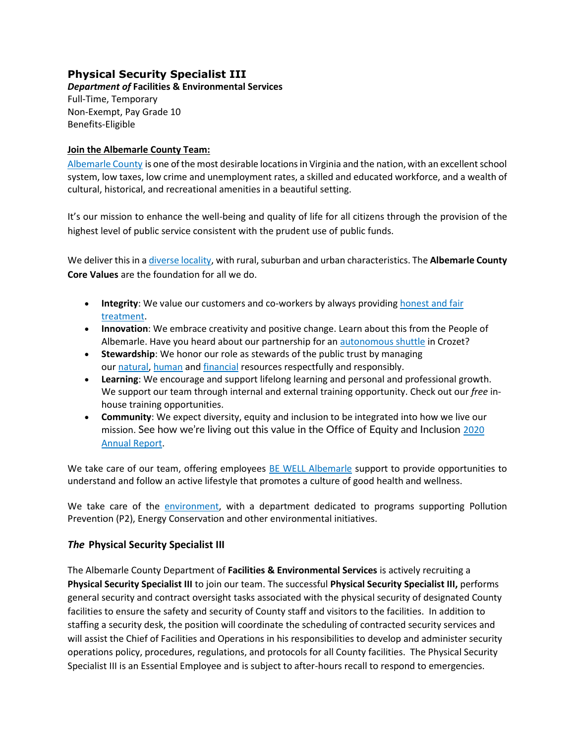# Physical Security Specialist III

***Department of* Facilities & Environmental Services**
Full-Time, Temporary
Non-Exempt, Pay Grade 10
Benefits-Eligible

**Join the Albemarle County Team:**

Albemarle County is one of the most desirable locations in Virginia and the nation, with an excellent school system, low taxes, low crime and unemployment rates, a skilled and educated workforce, and a wealth of cultural, historical, and recreational amenities in a beautiful setting.

It's our mission to enhance the well-being and quality of life for all citizens through the provision of the highest level of public service consistent with the prudent use of public funds.

We deliver this in a diverse locality, with rural, suburban and urban characteristics. The **Albemarle County Core Values** are the foundation for all we do.

- **Integrity**: We value our customers and co-workers by always providing honest and fair treatment.
- **Innovation**: We embrace creativity and positive change. Learn about this from the People of Albemarle. Have you heard about our partnership for an autonomous shuttle in Crozet?
- **Stewardship**: We honor our role as stewards of the public trust by managing our natural, human and financial resources respectfully and responsibly.
- **Learning**: We encourage and support lifelong learning and personal and professional growth. We support our team through internal and external training opportunity. Check out our *free* in-house training opportunities.
- **Community**: We expect diversity, equity and inclusion to be integrated into how we live our mission. See how we're living out this value in the Office of Equity and Inclusion 2020 Annual Report.

We take care of our team, offering employees BE WELL Albemarle support to provide opportunities to understand and follow an active lifestyle that promotes a culture of good health and wellness.

We take care of the environment, with a department dedicated to programs supporting Pollution Prevention (P2), Energy Conservation and other environmental initiatives.

## *The* Physical Security Specialist III

The Albemarle County Department of **Facilities & Environmental Services** is actively recruiting a **Physical Security Specialist III** to join our team. The successful **Physical Security Specialist III,** performs general security and contract oversight tasks associated with the physical security of designated County facilities to ensure the safety and security of County staff and visitors to the facilities. In addition to staffing a security desk, the position will coordinate the scheduling of contracted security services and will assist the Chief of Facilities and Operations in his responsibilities to develop and administer security operations policy, procedures, regulations, and protocols for all County facilities. The Physical Security Specialist III is an Essential Employee and is subject to after-hours recall to respond to emergencies.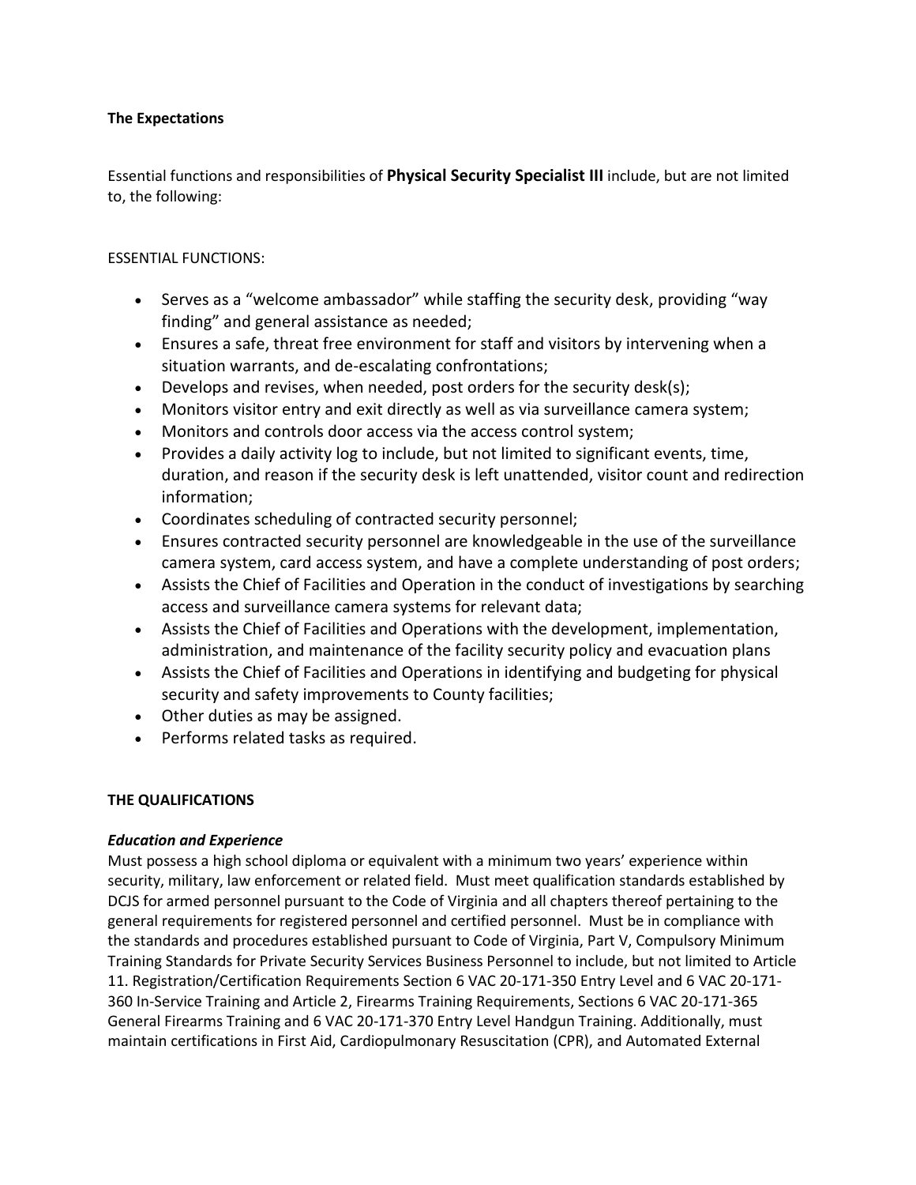**The Expectations**

Essential functions and responsibilities of **Physical Security Specialist III** include, but are not limited to, the following:

ESSENTIAL FUNCTIONS:

- Serves as a "welcome ambassador" while staffing the security desk, providing "way finding" and general assistance as needed;
- Ensures a safe, threat free environment for staff and visitors by intervening when a situation warrants, and de-escalating confrontations;
- Develops and revises, when needed, post orders for the security desk(s);
- Monitors visitor entry and exit directly as well as via surveillance camera system;
- Monitors and controls door access via the access control system;
- Provides a daily activity log to include, but not limited to significant events, time, duration, and reason if the security desk is left unattended, visitor count and redirection information;
- Coordinates scheduling of contracted security personnel;
- Ensures contracted security personnel are knowledgeable in the use of the surveillance camera system, card access system, and have a complete understanding of post orders;
- Assists the Chief of Facilities and Operation in the conduct of investigations by searching access and surveillance camera systems for relevant data;
- Assists the Chief of Facilities and Operations with the development, implementation, administration, and maintenance of the facility security policy and evacuation plans
- Assists the Chief of Facilities and Operations in identifying and budgeting for physical security and safety improvements to County facilities;
- Other duties as may be assigned.
- Performs related tasks as required.

**THE QUALIFICATIONS**

***Education and Experience***

Must possess a high school diploma or equivalent with a minimum two years' experience within security, military, law enforcement or related field. Must meet qualification standards established by DCJS for armed personnel pursuant to the Code of Virginia and all chapters thereof pertaining to the general requirements for registered personnel and certified personnel. Must be in compliance with the standards and procedures established pursuant to Code of Virginia, Part V, Compulsory Minimum Training Standards for Private Security Services Business Personnel to include, but not limited to Article 11. Registration/Certification Requirements Section 6 VAC 20-171-350 Entry Level and 6 VAC 20-171-360 In-Service Training and Article 2, Firearms Training Requirements, Sections 6 VAC 20-171-365 General Firearms Training and 6 VAC 20-171-370 Entry Level Handgun Training. Additionally, must maintain certifications in First Aid, Cardiopulmonary Resuscitation (CPR), and Automated External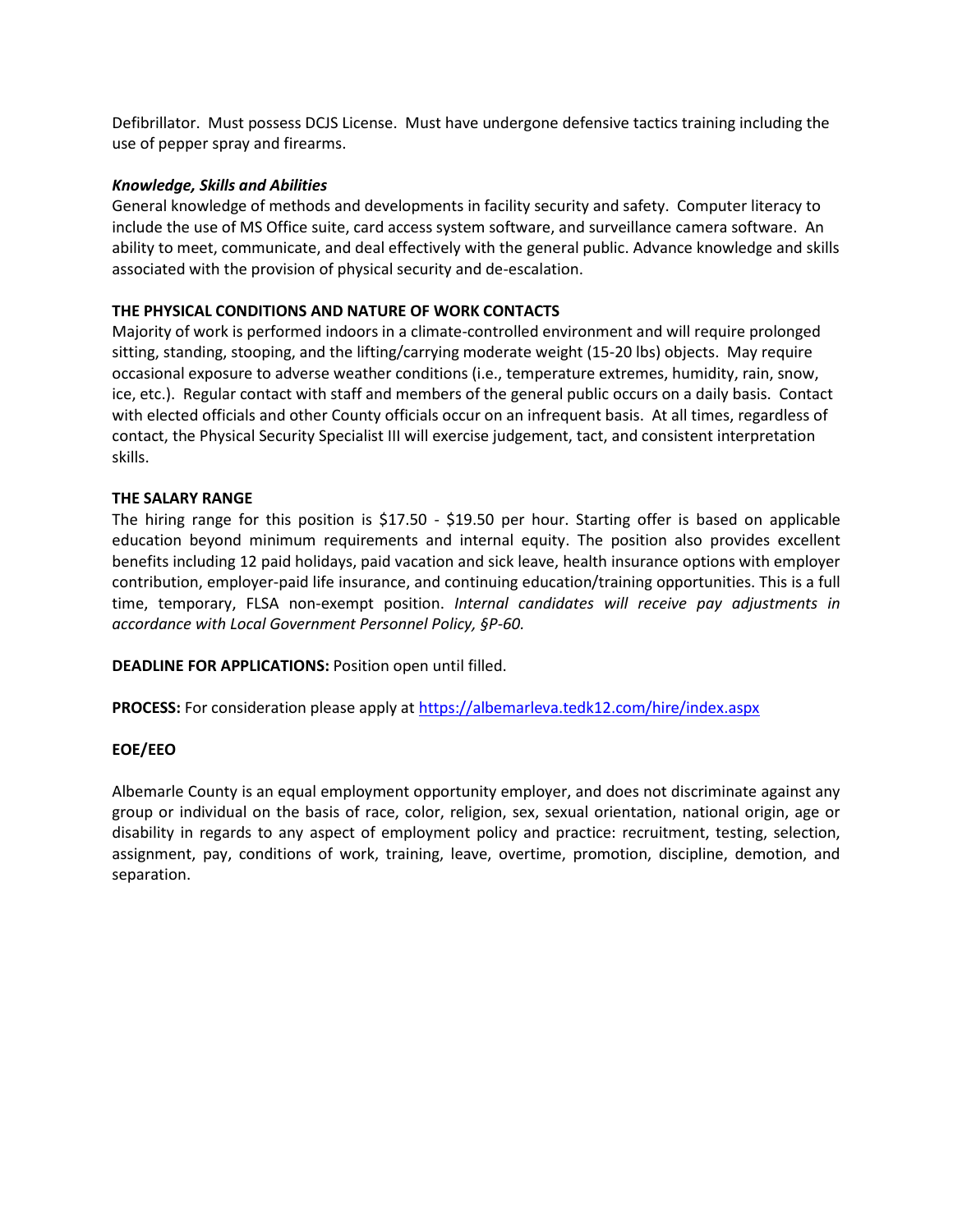Defibrillator. Must possess DCJS License. Must have undergone defensive tactics training including the use of pepper spray and firearms.

***Knowledge, Skills and Abilities***

General knowledge of methods and developments in facility security and safety. Computer literacy to include the use of MS Office suite, card access system software, and surveillance camera software. An ability to meet, communicate, and deal effectively with the general public. Advance knowledge and skills associated with the provision of physical security and de-escalation.

**THE PHYSICAL CONDITIONS AND NATURE OF WORK CONTACTS**

Majority of work is performed indoors in a climate-controlled environment and will require prolonged sitting, standing, stooping, and the lifting/carrying moderate weight (15-20 lbs) objects. May require occasional exposure to adverse weather conditions (i.e., temperature extremes, humidity, rain, snow, ice, etc.). Regular contact with staff and members of the general public occurs on a daily basis. Contact with elected officials and other County officials occur on an infrequent basis. At all times, regardless of contact, the Physical Security Specialist III will exercise judgement, tact, and consistent interpretation skills.

**THE SALARY RANGE**

The hiring range for this position is $17.50 - $19.50 per hour. Starting offer is based on applicable education beyond minimum requirements and internal equity. The position also provides excellent benefits including 12 paid holidays, paid vacation and sick leave, health insurance options with employer contribution, employer-paid life insurance, and continuing education/training opportunities. This is a full time, temporary, FLSA non-exempt position. *Internal candidates will receive pay adjustments in accordance with Local Government Personnel Policy, §P-60.*

**DEADLINE FOR APPLICATIONS:** Position open until filled.

**PROCESS:** For consideration please apply at [https://albemarleva.tedk12.com/hire/index.aspx](https://albemarleva.tedk12.com/hire/index.aspx)

**EOE/EEO**

Albemarle County is an equal employment opportunity employer, and does not discriminate against any group or individual on the basis of race, color, religion, sex, sexual orientation, national origin, age or disability in regards to any aspect of employment policy and practice: recruitment, testing, selection, assignment, pay, conditions of work, training, leave, overtime, promotion, discipline, demotion, and separation.